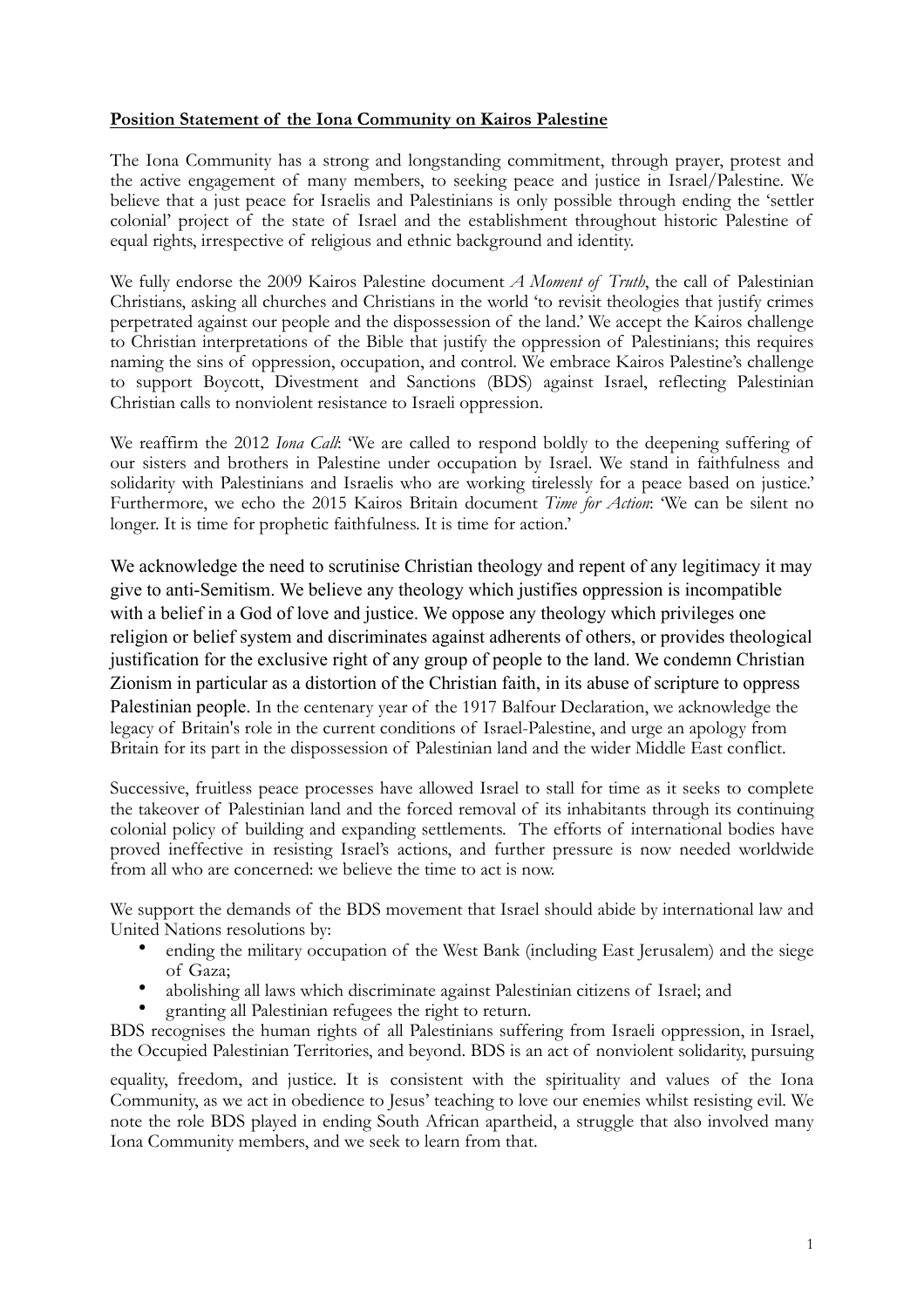**Position Statement of the Iona Community on Kairos Palestine**

The Iona Community has a strong and longstanding commitment, through prayer, protest and the active engagement of many members, to seeking peace and justice in Israel/Palestine. We believe that a just peace for Israelis and Palestinians is only possible through ending the 'settler colonial' project of the state of Israel and the establishment throughout historic Palestine of equal rights, irrespective of religious and ethnic background and identity.

We fully endorse the 2009 Kairos Palestine document *A Moment of Truth*, the call of Palestinian Christians, asking all churches and Christians in the world 'to revisit theologies that justify crimes perpetrated against our people and the dispossession of the land.' We accept the Kairos challenge to Christian interpretations of the Bible that justify the oppression of Palestinians; this requires naming the sins of oppression, occupation, and control. We embrace Kairos Palestine's challenge to support Boycott, Divestment and Sanctions (BDS) against Israel, reflecting Palestinian Christian calls to nonviolent resistance to Israeli oppression.

We reaffirm the 2012 *Iona Call*: 'We are called to respond boldly to the deepening suffering of our sisters and brothers in Palestine under occupation by Israel. We stand in faithfulness and solidarity with Palestinians and Israelis who are working tirelessly for a peace based on justice.' Furthermore, we echo the 2015 Kairos Britain document *Time for Action*: 'We can be silent no longer. It is time for prophetic faithfulness. It is time for action.'

We acknowledge the need to scrutinise Christian theology and repent of any legitimacy it may give to anti-Semitism. We believe any theology which justifies oppression is incompatible with a belief in a God of love and justice. We oppose any theology which privileges one religion or belief system and discriminates against adherents of others, or provides theological justification for the exclusive right of any group of people to the land. We condemn Christian Zionism in particular as a distortion of the Christian faith, in its abuse of scripture to oppress Palestinian people. In the centenary year of the 1917 Balfour Declaration, we acknowledge the legacy of Britain's role in the current conditions of Israel-Palestine, and urge an apology from Britain for its part in the dispossession of Palestinian land and the wider Middle East conflict.

Successive, fruitless peace processes have allowed Israel to stall for time as it seeks to complete the takeover of Palestinian land and the forced removal of its inhabitants through its continuing colonial policy of building and expanding settlements. The efforts of international bodies have proved ineffective in resisting Israel's actions, and further pressure is now needed worldwide from all who are concerned: we believe the time to act is now.

We support the demands of the BDS movement that Israel should abide by international law and United Nations resolutions by:

- ending the military occupation of the West Bank (including East Jerusalem) and the siege of Gaza;
- abolishing all laws which discriminate against Palestinian citizens of Israel; and
- granting all Palestinian refugees the right to return.

BDS recognises the human rights of all Palestinians suffering from Israeli oppression, in Israel, the Occupied Palestinian Territories, and beyond. BDS is an act of nonviolent solidarity, pursuing equality, freedom, and justice. It is consistent with the spirituality and values of the Iona Community, as we act in obedience to Jesus' teaching to love our enemies whilst resisting evil. We note the role BDS played in ending South African apartheid, a struggle that also involved many Iona Community members, and we seek to learn from that.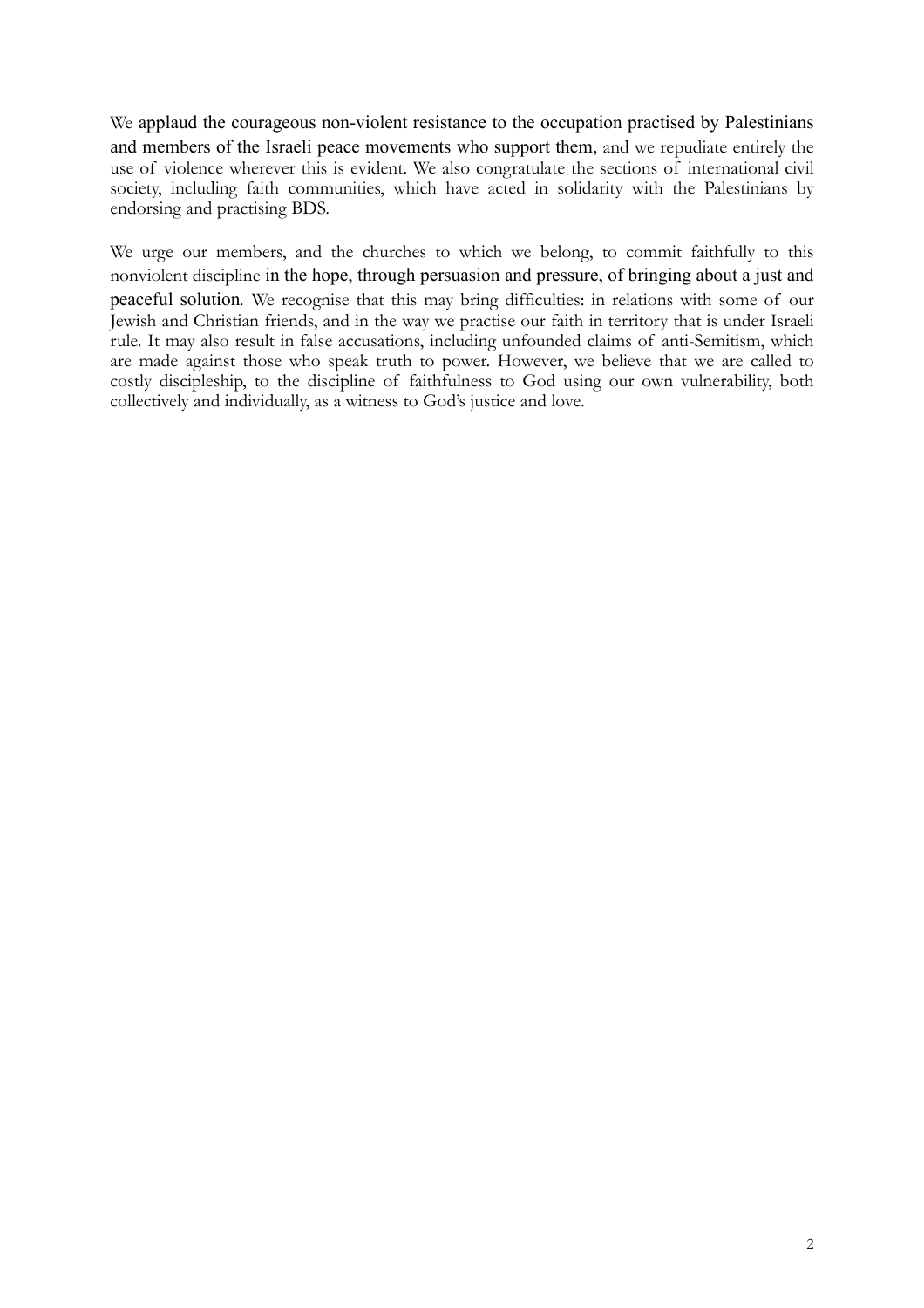We applaud the courageous non-violent resistance to the occupation practised by Palestinians and members of the Israeli peace movements who support them, and we repudiate entirely the use of violence wherever this is evident. We also congratulate the sections of international civil society, including faith communities, which have acted in solidarity with the Palestinians by endorsing and practising BDS.

We urge our members, and the churches to which we belong, to commit faithfully to this nonviolent discipline in the hope, through persuasion and pressure, of bringing about a just and peaceful solution. We recognise that this may bring difficulties: in relations with some of our Jewish and Christian friends, and in the way we practise our faith in territory that is under Israeli rule. It may also result in false accusations, including unfounded claims of anti-Semitism, which are made against those who speak truth to power. However, we believe that we are called to costly discipleship, to the discipline of faithfulness to God using our own vulnerability, both collectively and individually, as a witness to God's justice and love.